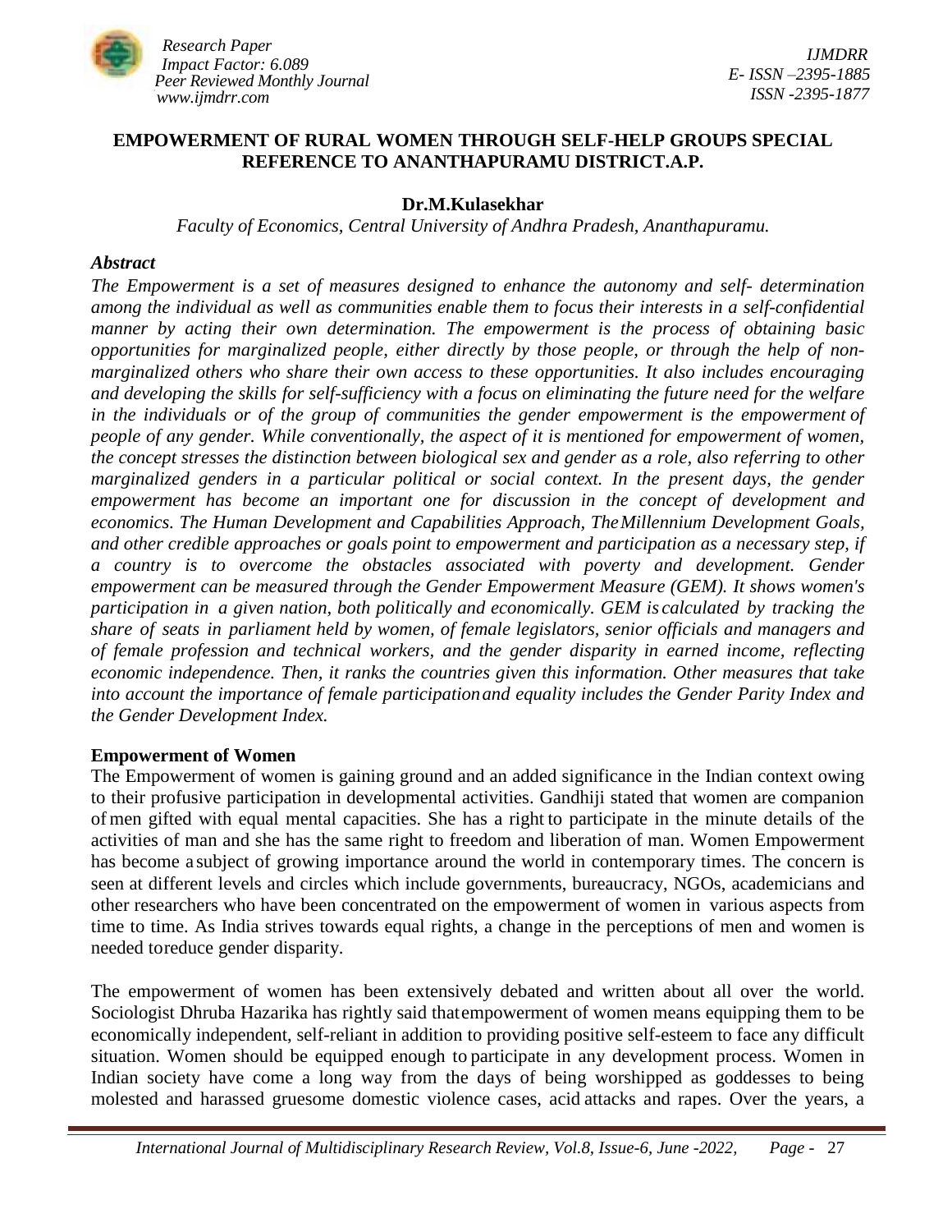# EMPOWERMENT OF RURAL WOMEN THROUGH SELF-HELP GROUPS SPECIAL REFERENCE TO ANANTHAPURAMU DISTRICT.A.P.

**Dr.M.Kulasekhar**

*Faculty of Economics, Central University of Andhra Pradesh, Ananthapuramu.*

***Abstract***

*The Empowerment is a set of measures designed to enhance the autonomy and self- determination among the individual as well as communities enable them to focus their interests in a self-confidential manner by acting their own determination. The empowerment is the process of obtaining basic opportunities for marginalized people, either directly by those people, or through the help of non-marginalized others who share their own access to these opportunities. It also includes encouraging and developing the skills for self-sufficiency with a focus on eliminating the future need for the welfare in the individuals or of the group of communities the gender empowerment is the empowerment of people of any gender. While conventionally, the aspect of it is mentioned for empowerment of women, the concept stresses the distinction between biological sex and gender as a role, also referring to other marginalized genders in a particular political or social context. In the present days, the gender empowerment has become an important one for discussion in the concept of development and economics. The Human Development and Capabilities Approach, The Millennium Development Goals, and other credible approaches or goals point to empowerment and participation as a necessary step, if a country is to overcome the obstacles associated with poverty and development. Gender empowerment can be measured through the Gender Empowerment Measure (GEM). It shows women's participation in a given nation, both politically and economically. GEM is calculated by tracking the share of seats in parliament held by women, of female legislators, senior officials and managers and of female profession and technical workers, and the gender disparity in earned income, reflecting economic independence. Then, it ranks the countries given this information. Other measures that take into account the importance of female participation and equality includes the Gender Parity Index and the Gender Development Index.*

## Empowerment of Women

The Empowerment of women is gaining ground and an added significance in the Indian context owing to their profusive participation in developmental activities. Gandhiji stated that women are companion of men gifted with equal mental capacities. She has a right to participate in the minute details of the activities of man and she has the same right to freedom and liberation of man. Women Empowerment has become a subject of growing importance around the world in contemporary times. The concern is seen at different levels and circles which include governments, bureaucracy, NGOs, academicians and other researchers who have been concentrated on the empowerment of women in various aspects from time to time. As India strives towards equal rights, a change in the perceptions of men and women is needed to reduce gender disparity.

The empowerment of women has been extensively debated and written about all over the world. Sociologist Dhruba Hazarika has rightly said that empowerment of women means equipping them to be economically independent, self-reliant in addition to providing positive self-esteem to face any difficult situation. Women should be equipped enough to participate in any development process. Women in Indian society have come a long way from the days of being worshipped as goddesses to being molested and harassed gruesome domestic violence cases, acid attacks and rapes. Over the years, a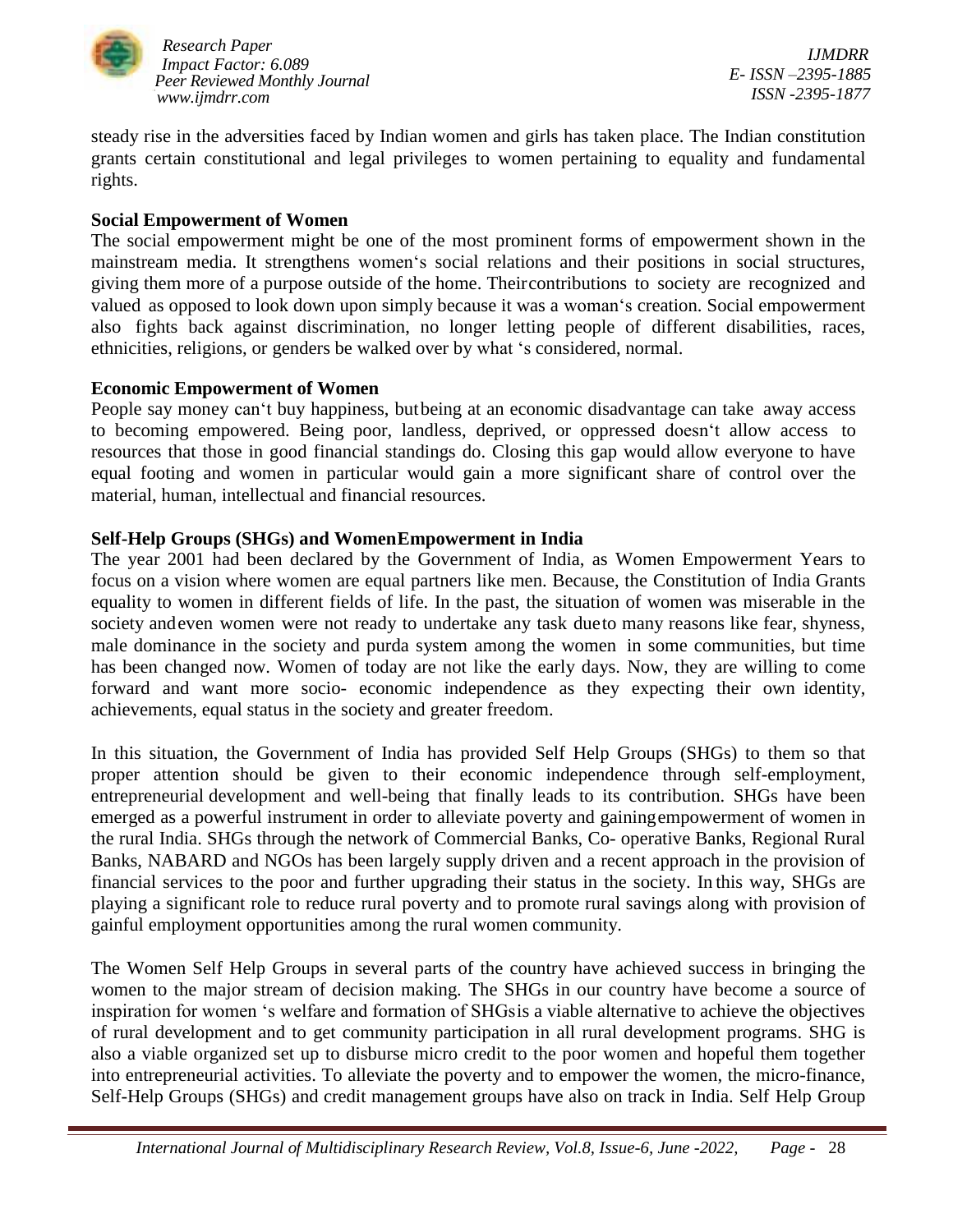steady rise in the adversities faced by Indian women and girls has taken place. The Indian constitution grants certain constitutional and legal privileges to women pertaining to equality and fundamental rights.

**Social Empowerment of Women**

The social empowerment might be one of the most prominent forms of empowerment shown in the mainstream media. It strengthens women's social relations and their positions in social structures, giving them more of a purpose outside of the home. Theircontributions to society are recognized and valued as opposed to look down upon simply because it was a woman's creation. Social empowerment also fights back against discrimination, no longer letting people of different disabilities, races, ethnicities, religions, or genders be walked over by what 's considered, normal.

**Economic Empowerment of Women**

People say money can't buy happiness, butbeing at an economic disadvantage can take away access to becoming empowered. Being poor, landless, deprived, or oppressed doesn't allow access to resources that those in good financial standings do. Closing this gap would allow everyone to have equal footing and women in particular would gain a more significant share of control over the material, human, intellectual and financial resources.

**Self-Help Groups (SHGs) and WomenEmpowerment in India**

The year 2001 had been declared by the Government of India, as Women Empowerment Years to focus on a vision where women are equal partners like men. Because, the Constitution of India Grants equality to women in different fields of life. In the past, the situation of women was miserable in the society andeven women were not ready to undertake any task dueto many reasons like fear, shyness, male dominance in the society and purda system among the women in some communities, but time has been changed now. Women of today are not like the early days. Now, they are willing to come forward and want more socio- economic independence as they expecting their own identity, achievements, equal status in the society and greater freedom.

In this situation, the Government of India has provided Self Help Groups (SHGs) to them so that proper attention should be given to their economic independence through self-employment, entrepreneurial development and well-being that finally leads to its contribution. SHGs have been emerged as a powerful instrument in order to alleviate poverty and gainingempowerment of women in the rural India. SHGs through the network of Commercial Banks, Co- operative Banks, Regional Rural Banks, NABARD and NGOs has been largely supply driven and a recent approach in the provision of financial services to the poor and further upgrading their status in the society. In this way, SHGs are playing a significant role to reduce rural poverty and to promote rural savings along with provision of gainful employment opportunities among the rural women community.

The Women Self Help Groups in several parts of the country have achieved success in bringing the women to the major stream of decision making. The SHGs in our country have become a source of inspiration for women 's welfare and formation of SHGsis a viable alternative to achieve the objectives of rural development and to get community participation in all rural development programs. SHG is also a viable organized set up to disburse micro credit to the poor women and hopeful them together into entrepreneurial activities. To alleviate the poverty and to empower the women, the micro-finance, Self-Help Groups (SHGs) and credit management groups have also on track in India. Self Help Group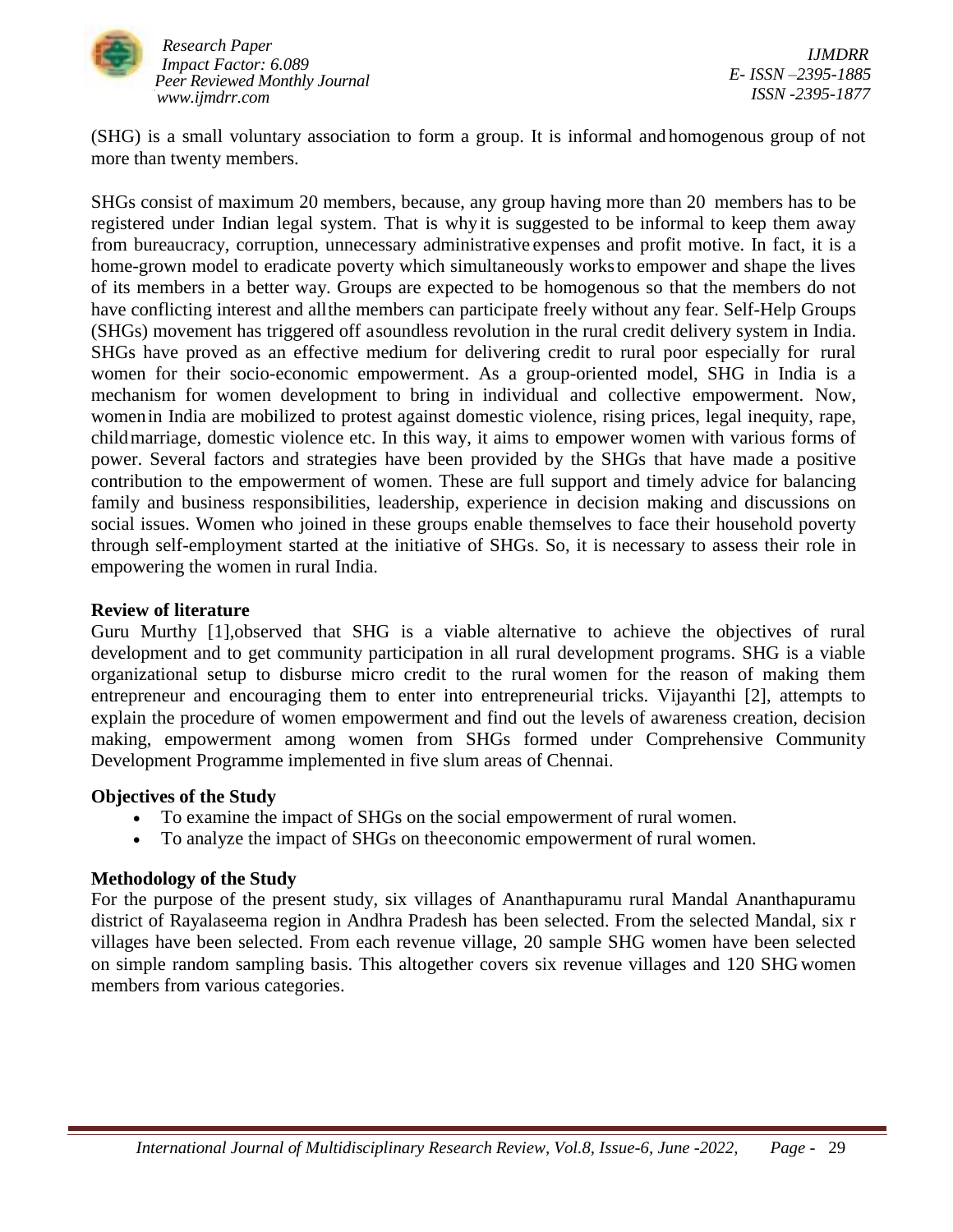(SHG) is a small voluntary association to form a group. It is informal and homogenous group of not more than twenty members.

SHGs consist of maximum 20 members, because, any group having more than 20 members has to be registered under Indian legal system. That is why it is suggested to be informal to keep them away from bureaucracy, corruption, unnecessary administrative expenses and profit motive. In fact, it is a home-grown model to eradicate poverty which simultaneously works to empower and shape the lives of its members in a better way. Groups are expected to be homogenous so that the members do not have conflicting interest and all the members can participate freely without any fear. Self-Help Groups (SHGs) movement has triggered off a soundless revolution in the rural credit delivery system in India. SHGs have proved as an effective medium for delivering credit to rural poor especially for rural women for their socio-economic empowerment. As a group-oriented model, SHG in India is a mechanism for women development to bring in individual and collective empowerment. Now, women in India are mobilized to protest against domestic violence, rising prices, legal inequity, rape, child marriage, domestic violence etc. In this way, it aims to empower women with various forms of power. Several factors and strategies have been provided by the SHGs that have made a positive contribution to the empowerment of women. These are full support and timely advice for balancing family and business responsibilities, leadership, experience in decision making and discussions on social issues. Women who joined in these groups enable themselves to face their household poverty through self-employment started at the initiative of SHGs. So, it is necessary to assess their role in empowering the women in rural India.

**Review of literature**

Guru Murthy [1],observed that SHG is a viable alternative to achieve the objectives of rural development and to get community participation in all rural development programs. SHG is a viable organizational setup to disburse micro credit to the rural women for the reason of making them entrepreneur and encouraging them to enter into entrepreneurial tricks. Vijayanthi [2], attempts to explain the procedure of women empowerment and find out the levels of awareness creation, decision making, empowerment among women from SHGs formed under Comprehensive Community Development Programme implemented in five slum areas of Chennai.

**Objectives of the Study**

- To examine the impact of SHGs on the social empowerment of rural women.
- To analyze the impact of SHGs on the economic empowerment of rural women.

**Methodology of the Study**

For the purpose of the present study, six villages of Ananthapuramu rural Mandal Ananthapuramu district of Rayalaseema region in Andhra Pradesh has been selected. From the selected Mandal, six r villages have been selected. From each revenue village, 20 sample SHG women have been selected on simple random sampling basis. This altogether covers six revenue villages and 120 SHG women members from various categories.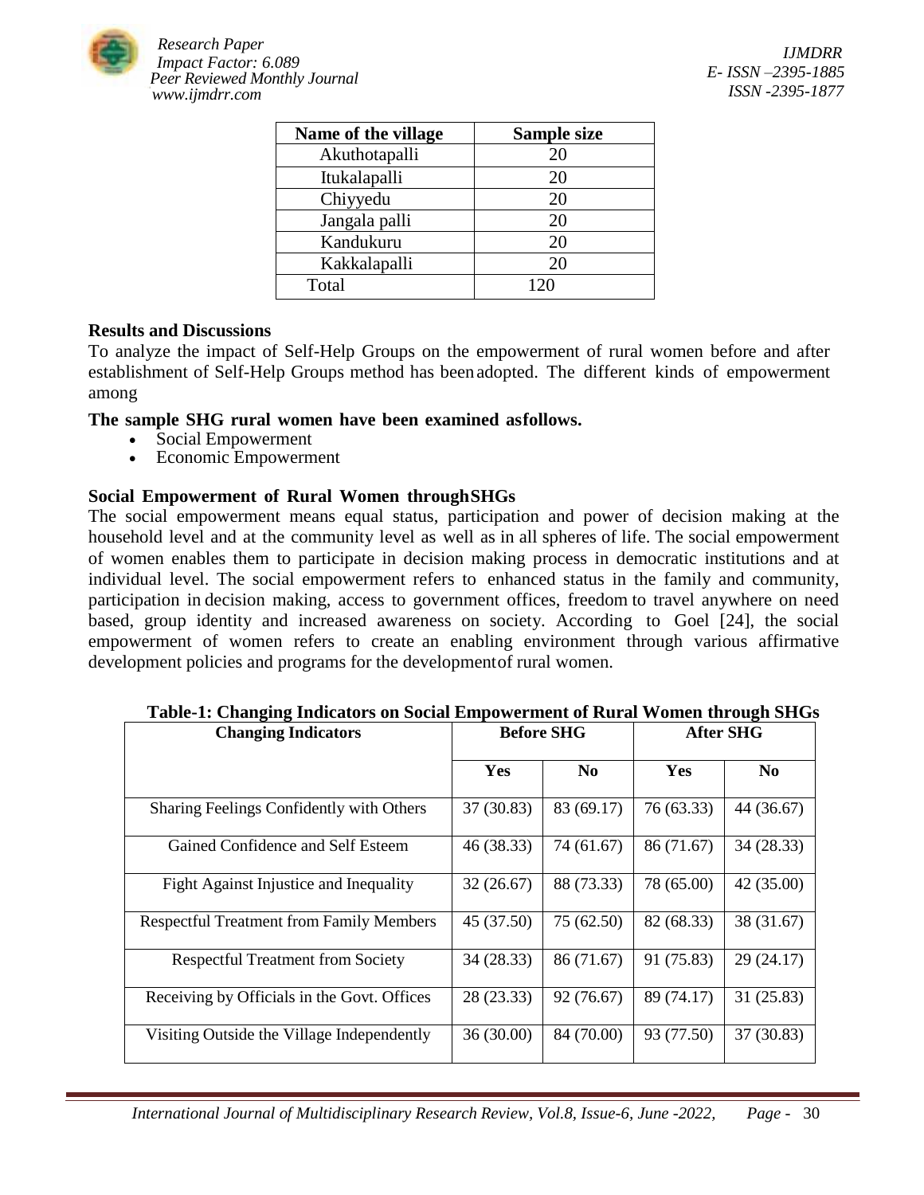| Name of the village | Sample size |
|---|---|
| Akuthotapalli | 20 |
| Itukalapalli | 20 |
| Chiyyedu | 20 |
| Jangala palli | 20 |
| Kandukuru | 20 |
| Kakkalapalli | 20 |
| Total | 120 |

**Results and Discussions**

To analyze the impact of Self-Help Groups on the empowerment of rural women before and after establishment of Self-Help Groups method has been adopted. The different kinds of empowerment among

**The sample SHG rural women have been examined asfollows.**

- Social Empowerment
- Economic Empowerment

**Social Empowerment of Rural Women throughSHGs**

The social empowerment means equal status, participation and power of decision making at the household level and at the community level as well as in all spheres of life. The social empowerment of women enables them to participate in decision making process in democratic institutions and at individual level. The social empowerment refers to enhanced status in the family and community, participation in decision making, access to government offices, freedom to travel anywhere on need based, group identity and increased awareness on society. According to Goel [24], the social empowerment of women refers to create an enabling environment through various affirmative development policies and programs for the developmentof rural women.

**Table-1: Changing Indicators on Social Empowerment of Rural Women through SHGs**

| Changing Indicators | Before SHG | | After SHG | |
|---|---|---|---|---|
| | Yes | No | Yes | No |
| Sharing Feelings Confidently with Others | 37 (30.83) | 83 (69.17) | 76 (63.33) | 44 (36.67) |
| Gained Confidence and Self Esteem | 46 (38.33) | 74 (61.67) | 86 (71.67) | 34 (28.33) |
| Fight Against Injustice and Inequality | 32 (26.67) | 88 (73.33) | 78 (65.00) | 42 (35.00) |
| Respectful Treatment from Family Members | 45 (37.50) | 75 (62.50) | 82 (68.33) | 38 (31.67) |
| Respectful Treatment from Society | 34 (28.33) | 86 (71.67) | 91 (75.83) | 29 (24.17) |
| Receiving by Officials in the Govt. Offices | 28 (23.33) | 92 (76.67) | 89 (74.17) | 31 (25.83) |
| Visiting Outside the Village Independently | 36 (30.00) | 84 (70.00) | 93 (77.50) | 37 (30.83) |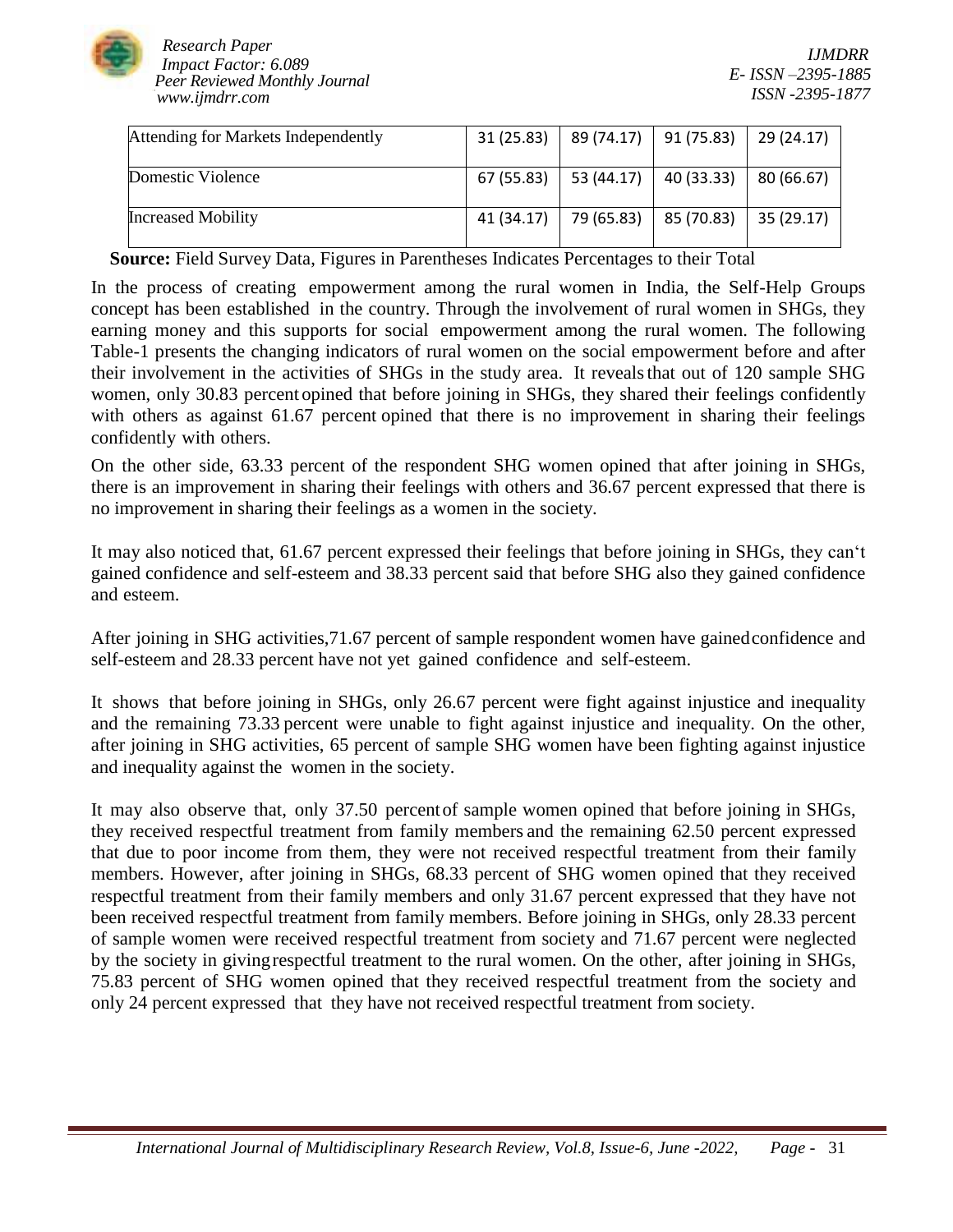| Attending for Markets Independently | 31 (25.83) | 89 (74.17) | 91 (75.83) | 29 (24.17) |
|---|---|---|---|---|
| Domestic Violence | 67 (55.83) | 53 (44.17) | 40 (33.33) | 80 (66.67) |
| Increased Mobility | 41 (34.17) | 79 (65.83) | 85 (70.83) | 35 (29.17) |

**Source:** Field Survey Data, Figures in Parentheses Indicates Percentages to their Total

In the process of creating empowerment among the rural women in India, the Self-Help Groups concept has been established in the country. Through the involvement of rural women in SHGs, they earning money and this supports for social empowerment among the rural women. The following Table-1 presents the changing indicators of rural women on the social empowerment before and after their involvement in the activities of SHGs in the study area. It reveals that out of 120 sample SHG women, only 30.83 percent opined that before joining in SHGs, they shared their feelings confidently with others as against 61.67 percent opined that there is no improvement in sharing their feelings confidently with others.

On the other side, 63.33 percent of the respondent SHG women opined that after joining in SHGs, there is an improvement in sharing their feelings with others and 36.67 percent expressed that there is no improvement in sharing their feelings as a women in the society.

It may also noticed that, 61.67 percent expressed their feelings that before joining in SHGs, they can't gained confidence and self-esteem and 38.33 percent said that before SHG also they gained confidence and esteem.

After joining in SHG activities,71.67 percent of sample respondent women have gained confidence and self-esteem and 28.33 percent have not yet gained confidence and self-esteem.

It shows that before joining in SHGs, only 26.67 percent were fight against injustice and inequality and the remaining 73.33 percent were unable to fight against injustice and inequality. On the other, after joining in SHG activities, 65 percent of sample SHG women have been fighting against injustice and inequality against the women in the society.

It may also observe that, only 37.50 percent of sample women opined that before joining in SHGs, they received respectful treatment from family members and the remaining 62.50 percent expressed that due to poor income from them, they were not received respectful treatment from their family members. However, after joining in SHGs, 68.33 percent of SHG women opined that they received respectful treatment from their family members and only 31.67 percent expressed that they have not been received respectful treatment from family members. Before joining in SHGs, only 28.33 percent of sample women were received respectful treatment from society and 71.67 percent were neglected by the society in giving respectful treatment to the rural women. On the other, after joining in SHGs, 75.83 percent of SHG women opined that they received respectful treatment from the society and only 24 percent expressed that they have not received respectful treatment from society.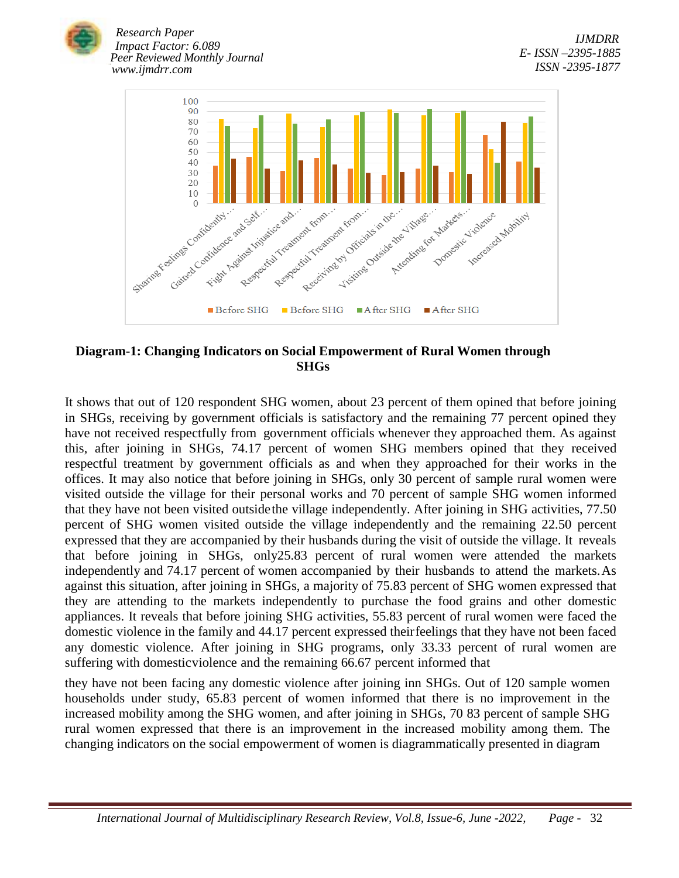**Diagram-1: Changing Indicators on Social Empowerment of Rural Women through SHGs**

It shows that out of 120 respondent SHG women, about 23 percent of them opined that before joining in SHGs, receiving by government officials is satisfactory and the remaining 77 percent opined they have not received respectfully from government officials whenever they approached them. As against this, after joining in SHGs, 74.17 percent of women SHG members opined that they received respectful treatment by government officials as and when they approached for their works in the offices. It may also notice that before joining in SHGs, only 30 percent of sample rural women were visited outside the village for their personal works and 70 percent of sample SHG women informed that they have not been visited outsidethe village independently. After joining in SHG activities, 77.50 percent of SHG women visited outside the village independently and the remaining 22.50 percent expressed that they are accompanied by their husbands during the visit of outside the village. It reveals that before joining in SHGs, only25.83 percent of rural women were attended the markets independently and 74.17 percent of women accompanied by their husbands to attend the markets. As against this situation, after joining in SHGs, a majority of 75.83 percent of SHG women expressed that they are attending to the markets independently to purchase the food grains and other domestic appliances. It reveals that before joining SHG activities, 55.83 percent of rural women were faced the domestic violence in the family and 44.17 percent expressed theirfeelings that they have not been faced any domestic violence. After joining in SHG programs, only 33.33 percent of rural women are suffering with domesticviolence and the remaining 66.67 percent informed that

they have not been facing any domestic violence after joining inn SHGs. Out of 120 sample women households under study, 65.83 percent of women informed that there is no improvement in the increased mobility among the SHG women, and after joining in SHGs, 70 83 percent of sample SHG rural women expressed that there is an improvement in the increased mobility among them. The changing indicators on the social empowerment of women is diagrammatically presented in diagram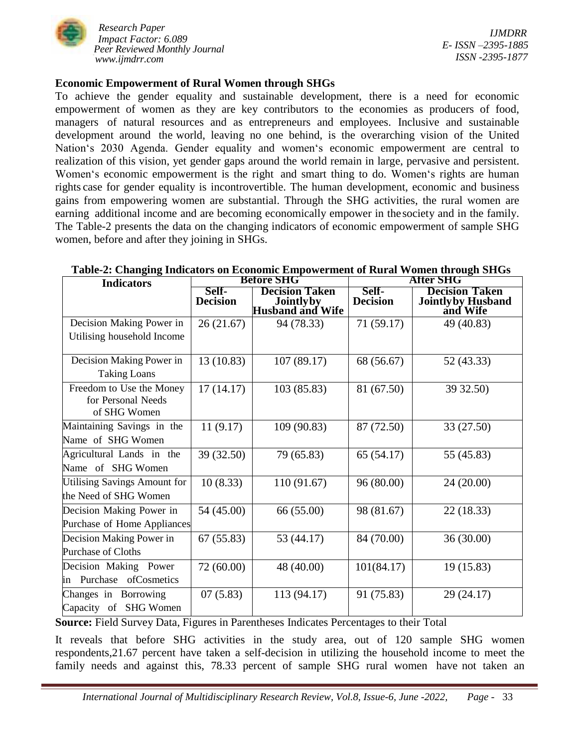### Economic Empowerment of Rural Women through SHGs

To achieve the gender equality and sustainable development, there is a need for economic empowerment of women as they are key contributors to the economies as producers of food, managers of natural resources and as entrepreneurs and employees. Inclusive and sustainable development around the world, leaving no one behind, is the overarching vision of the United Nation's 2030 Agenda. Gender equality and women's economic empowerment are central to realization of this vision, yet gender gaps around the world remain in large, pervasive and persistent. Women's economic empowerment is the right and smart thing to do. Women's rights are human rights case for gender equality is incontrovertible. The human development, economic and business gains from empowering women are substantial. Through the SHG activities, the rural women are earning additional income and are becoming economically empower in the society and in the family. The Table-2 presents the data on the changing indicators of economic empowerment of sample SHG women, before and after they joining in SHGs.

**Table-2: Changing Indicators on Economic Empowerment of Rural Women through SHGs**

| Indicators | Before SHG | | After SHG | |
|---|---|---|---|---|
| | Self-Decision | Decision Taken Jointlyby Husband and Wife | Self-Decision | Decision Taken Jointlyby Husband and Wife |
| Decision Making Power in Utilising household Income | 26 (21.67) | 94 (78.33) | 71 (59.17) | 49 (40.83) |
| Decision Making Power in Taking Loans | 13 (10.83) | 107 (89.17) | 68 (56.67) | 52 (43.33) |
| Freedom to Use the Money for Personal Needs of SHG Women | 17 (14.17) | 103 (85.83) | 81 (67.50) | 39 32.50) |
| Maintaining Savings in the Name of SHG Women | 11 (9.17) | 109 (90.83) | 87 (72.50) | 33 (27.50) |
| Agricultural Lands in the Name of SHG Women | 39 (32.50) | 79 (65.83) | 65 (54.17) | 55 (45.83) |
| Utilising Savings Amount for the Need of SHG Women | 10 (8.33) | 110 (91.67) | 96 (80.00) | 24 (20.00) |
| Decision Making Power in Purchase of Home Appliances | 54 (45.00) | 66 (55.00) | 98 (81.67) | 22 (18.33) |
| Decision Making Power in Purchase of Cloths | 67 (55.83) | 53 (44.17) | 84 (70.00) | 36 (30.00) |
| Decision Making Power in Purchase ofCosmetics | 72 (60.00) | 48 (40.00) | 101(84.17) | 19 (15.83) |
| Changes in Borrowing Capacity of SHG Women | 07 (5.83) | 113 (94.17) | 91 (75.83) | 29 (24.17) |

**Source:** Field Survey Data, Figures in Parentheses Indicates Percentages to their Total

It reveals that before SHG activities in the study area, out of 120 sample SHG women respondents,21.67 percent have taken a self-decision in utilizing the household income to meet the family needs and against this, 78.33 percent of sample SHG rural women have not taken an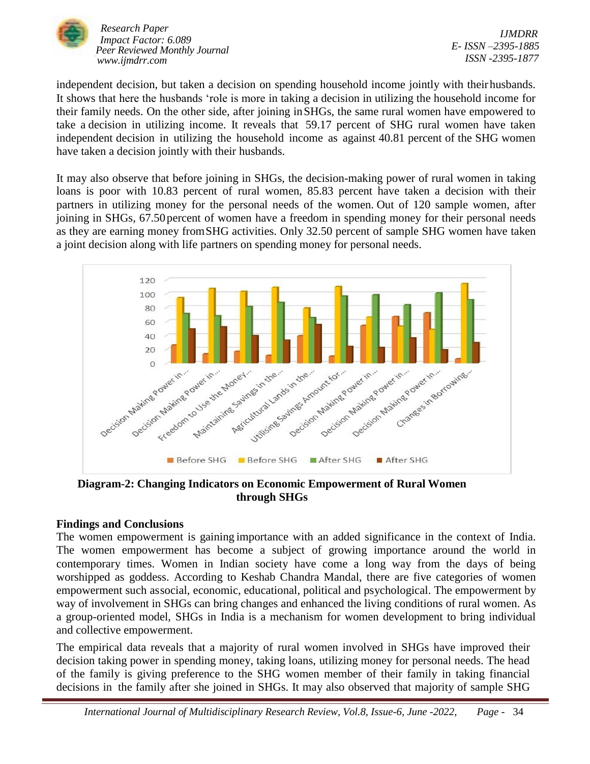independent decision, but taken a decision on spending household income jointly with their husbands. It shows that here the husbands 'role is more in taking a decision in utilizing the household income for their family needs. On the other side, after joining in SHGs, the same rural women have empowered to take a decision in utilizing income. It reveals that 59.17 percent of SHG rural women have taken independent decision in utilizing the household income as against 40.81 percent of the SHG women have taken a decision jointly with their husbands.

It may also observe that before joining in SHGs, the decision-making power of rural women in taking loans is poor with 10.83 percent of rural women, 85.83 percent have taken a decision with their partners in utilizing money for the personal needs of the women. Out of 120 sample women, after joining in SHGs, 67.50 percent of women have a freedom in spending money for their personal needs as they are earning money from SHG activities. Only 32.50 percent of sample SHG women have taken a joint decision along with life partners on spending money for personal needs.

**Diagram-2: Changing Indicators on Economic Empowerment of Rural Women through SHGs**

## Findings and Conclusions

The women empowerment is gaining importance with an added significance in the context of India. The women empowerment has become a subject of growing importance around the world in contemporary times. Women in Indian society have come a long way from the days of being worshipped as goddess. According to Keshab Chandra Mandal, there are five categories of women empowerment such associal, economic, educational, political and psychological. The empowerment by way of involvement in SHGs can bring changes and enhanced the living conditions of rural women. As a group-oriented model, SHGs in India is a mechanism for women development to bring individual and collective empowerment.

The empirical data reveals that a majority of rural women involved in SHGs have improved their decision taking power in spending money, taking loans, utilizing money for personal needs. The head of the family is giving preference to the SHG women member of their family in taking financial decisions in the family after she joined in SHGs. It may also observed that majority of sample SHG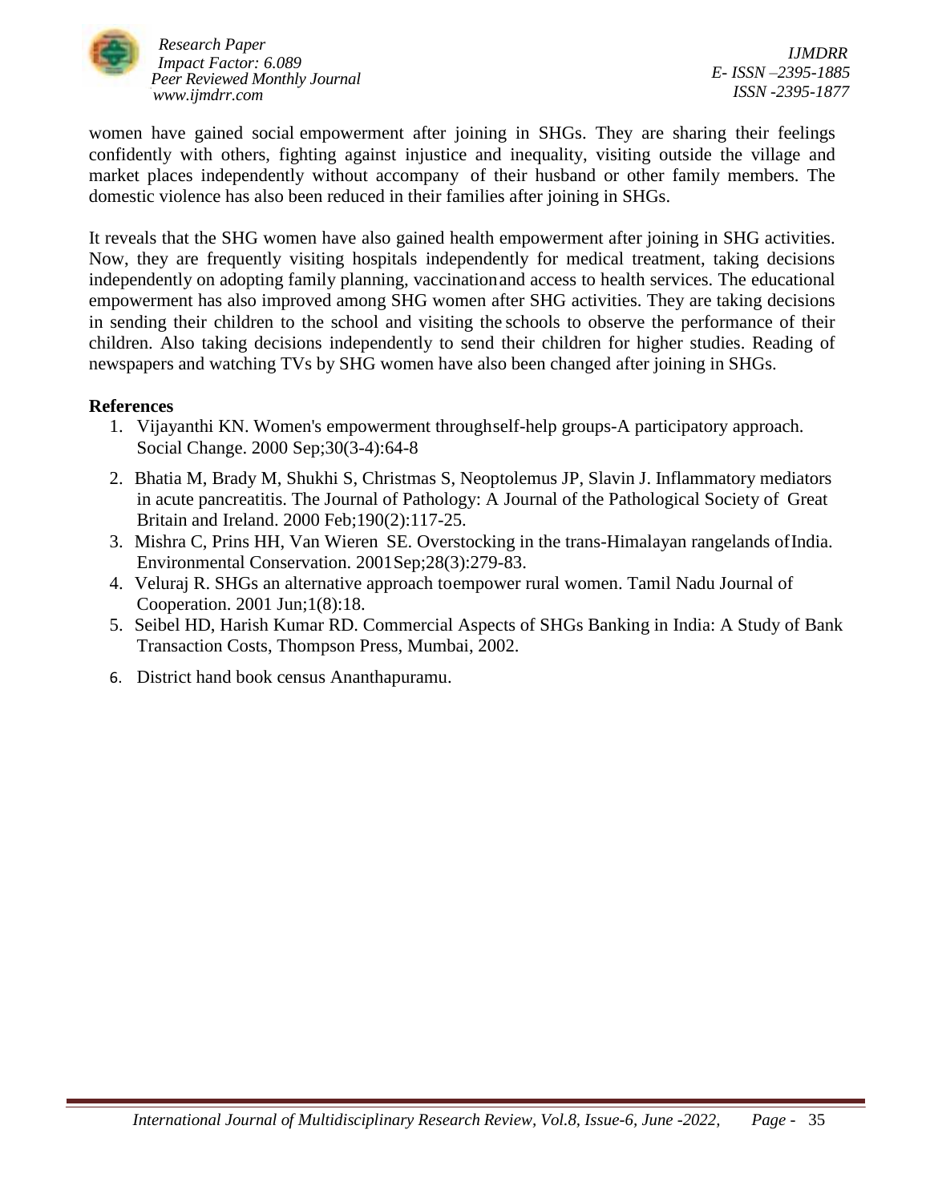women have gained social empowerment after joining in SHGs. They are sharing their feelings confidently with others, fighting against injustice and inequality, visiting outside the village and market places independently without accompany of their husband or other family members. The domestic violence has also been reduced in their families after joining in SHGs.

It reveals that the SHG women have also gained health empowerment after joining in SHG activities. Now, they are frequently visiting hospitals independently for medical treatment, taking decisions independently on adopting family planning, vaccinationand access to health services. The educational empowerment has also improved among SHG women after SHG activities. They are taking decisions in sending their children to the school and visiting the schools to observe the performance of their children. Also taking decisions independently to send their children for higher studies. Reading of newspapers and watching TVs by SHG women have also been changed after joining in SHGs.

**References**

1. Vijayanthi KN. Women's empowerment throughself-help groups-A participatory approach. Social Change. 2000 Sep;30(3-4):64-8
2. Bhatia M, Brady M, Shukhi S, Christmas S, Neoptolemus JP, Slavin J. Inflammatory mediators in acute pancreatitis. The Journal of Pathology: A Journal of the Pathological Society of Great Britain and Ireland. 2000 Feb;190(2):117-25.
3. Mishra C, Prins HH, Van Wieren SE. Overstocking in the trans-Himalayan rangelands ofIndia. Environmental Conservation. 2001Sep;28(3):279-83.
4. Veluraj R. SHGs an alternative approach toempower rural women. Tamil Nadu Journal of Cooperation. 2001 Jun;1(8):18.
5. Seibel HD, Harish Kumar RD. Commercial Aspects of SHGs Banking in India: A Study of Bank Transaction Costs, Thompson Press, Mumbai, 2002.
6. District hand book census Ananthapuramu.